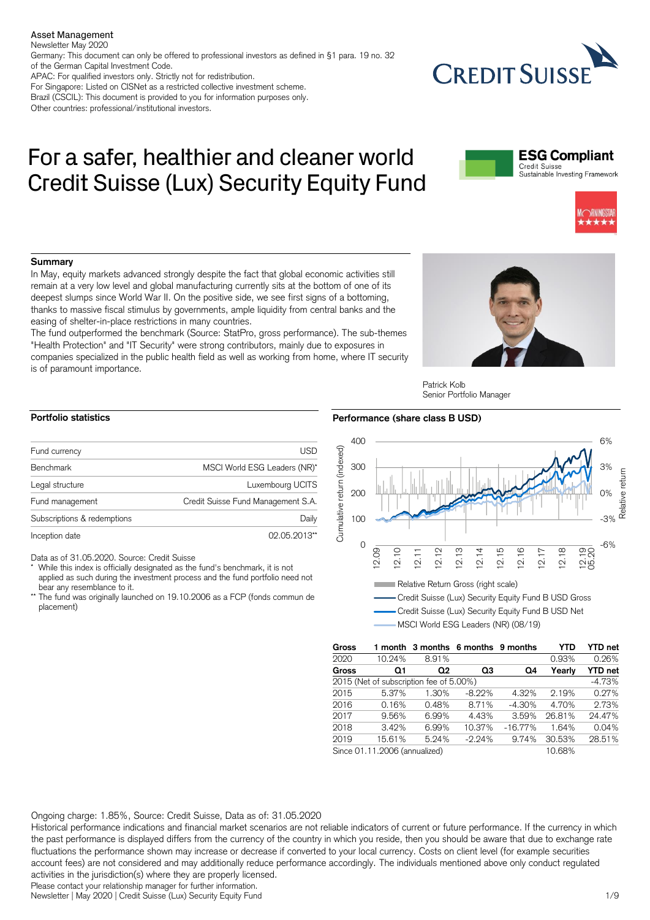Asset Management
Newsletter May 2020
Germany: This document can only be offered to professional investors as defined in §1 para. 19 no. 32 of the German Capital Investment Code.
APAC: For qualified investors only. Strictly not for redistribution.
For Singapore: Listed on CISNet as a restricted collective investment scheme.
Brazil (CSCIL): This document is provided to you for information purposes only.
Other countries: professional/institutional investors.

# For a safer, healthier and cleaner world
# Credit Suisse (Lux) Security Equity Fund

**ESG Compliant**
Credit Suisse
Sustainable Investing Framework

## Summary

In May, equity markets advanced strongly despite the fact that global economic activities still remain at a very low level and global manufacturing currently sits at the bottom of one of its deepest slumps since World War II. On the positive side, we see first signs of a bottoming, thanks to massive fiscal stimulus by governments, ample liquidity from central banks and the easing of shelter-in-place restrictions in many countries.
The fund outperformed the benchmark (Source: StatPro, gross performance). The sub-themes "Health Protection" and "IT Security" were strong contributors, mainly due to exposures in companies specialized in the public health field as well as working from home, where IT security is of paramount importance.

Patrick Kolb
Senior Portfolio Manager

## Portfolio statistics

| | |
|---|---|
| Fund currency | USD |
| Benchmark | MSCI World ESG Leaders (NR)* |
| Legal structure | Luxembourg UCITS |
| Fund management | Credit Suisse Fund Management S.A. |
| Subscriptions & redemptions | Daily |
| Inception date | 02.05.2013** |

Data as of 31.05.2020. Source: Credit Suisse
* While this index is officially designated as the fund's benchmark, it is not applied as such during the investment process and the fund portfolio need not bear any resemblance to it.
** The fund was originally launched on 19.10.2006 as a FCP (fonds commun de placement)

## Performance (share class B USD)

- Relative Return Gross (right scale)
- Credit Suisse (Lux) Security Equity Fund B USD Gross
- Credit Suisse (Lux) Security Equity Fund B USD Net
- MSCI World ESG Leaders (NR) (08/19)

| Gross | 1 month | 3 months | 6 months | 9 months | YTD | YTD net |
|---|---|---|---|---|---|---|
| 2020 | 10.24% | 8.91% | | | 0.93% | 0.26% |

| Gross | Q1 | Q2 | Q3 | Q4 | Yearly | YTD net |
|---|---|---|---|---|---|---|
| 2015 (Net of subscription fee of 5.00%) | | | | | | -4.73% |
| 2015 | 5.37% | 1.30% | -8.22% | 4.32% | 2.19% | 0.27% |
| 2016 | 0.16% | 0.48% | 8.71% | -4.30% | 4.70% | 2.73% |
| 2017 | 9.56% | 6.99% | 4.43% | 3.59% | 26.81% | 24.47% |
| 2018 | 3.42% | 6.99% | 10.37% | -16.77% | 1.64% | 0.04% |
| 2019 | 15.61% | 5.24% | -2.24% | 9.74% | 30.53% | 28.51% |
| Since 01.11.2006 (annualized) | | | | | 10.68% | |

Ongoing charge: 1.85%, Source: Credit Suisse, Data as of: 31.05.2020
Historical performance indications and financial market scenarios are not reliable indicators of current or future performance. If the currency in which the past performance is displayed differs from the currency of the country in which you reside, then you should be aware that due to exchange rate fluctuations the performance shown may increase or decrease if converted to your local currency. Costs on client level (for example securities account fees) are not considered and may additionally reduce performance accordingly. The individuals mentioned above only conduct regulated activities in the jurisdiction(s) where they are properly licensed.
Please contact your relationship manager for further information.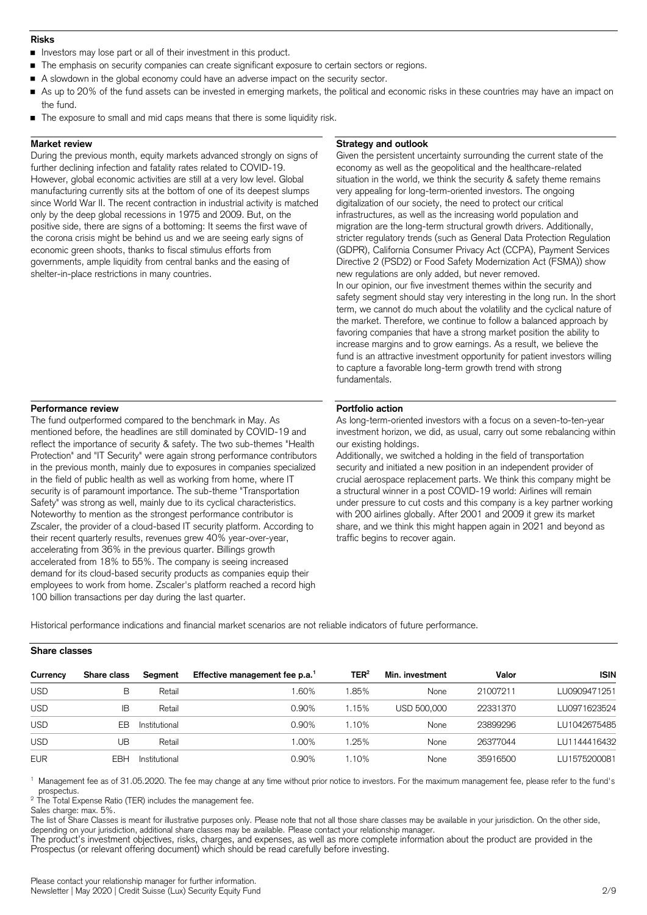## Risks

- Investors may lose part or all of their investment in this product.
- The emphasis on security companies can create significant exposure to certain sectors or regions.
- A slowdown in the global economy could have an adverse impact on the security sector.
- As up to 20% of the fund assets can be invested in emerging markets, the political and economic risks in these countries may have an impact on the fund.
- The exposure to small and mid caps means that there is some liquidity risk.

## Market review

During the previous month, equity markets advanced strongly on signs of further declining infection and fatality rates related to COVID-19. However, global economic activities are still at a very low level. Global manufacturing currently sits at the bottom of one of its deepest slumps since World War II. The recent contraction in industrial activity is matched only by the deep global recessions in 1975 and 2009. But, on the positive side, there are signs of a bottoming: It seems the first wave of the corona crisis might be behind us and we are seeing early signs of economic green shoots, thanks to fiscal stimulus efforts from governments, ample liquidity from central banks and the easing of shelter-in-place restrictions in many countries.

## Strategy and outlook

Given the persistent uncertainty surrounding the current state of the economy as well as the geopolitical and the healthcare-related situation in the world, we think the security & safety theme remains very appealing for long-term-oriented investors. The ongoing digitalization of our society, the need to protect our critical infrastructures, as well as the increasing world population and migration are the long-term structural growth drivers. Additionally, stricter regulatory trends (such as General Data Protection Regulation (GDPR), California Consumer Privacy Act (CCPA), Payment Services Directive 2 (PSD2) or Food Safety Modernization Act (FSMA)) show new regulations are only added, but never removed.

In our opinion, our five investment themes within the security and safety segment should stay very interesting in the long run. In the short term, we cannot do much about the volatility and the cyclical nature of the market. Therefore, we continue to follow a balanced approach by favoring companies that have a strong market position the ability to increase margins and to grow earnings. As a result, we believe the fund is an attractive investment opportunity for patient investors willing to capture a favorable long-term growth trend with strong fundamentals.

## Performance review

The fund outperformed compared to the benchmark in May. As mentioned before, the headlines are still dominated by COVID-19 and reflect the importance of security & safety. The two sub-themes "Health Protection" and "IT Security" were again strong performance contributors in the previous month, mainly due to exposures in companies specialized in the field of public health as well as working from home, where IT security is of paramount importance. The sub-theme "Transportation Safety" was strong as well, mainly due to its cyclical characteristics. Noteworthy to mention as the strongest performance contributor is Zscaler, the provider of a cloud-based IT security platform. According to their recent quarterly results, revenues grew 40% year-over-year, accelerating from 36% in the previous quarter. Billings growth accelerated from 18% to 55%. The company is seeing increased demand for its cloud-based security products as companies equip their employees to work from home. Zscaler's platform reached a record high 100 billion transactions per day during the last quarter.

## Portfolio action

As long-term-oriented investors with a focus on a seven-to-ten-year investment horizon, we did, as usual, carry out some rebalancing within our existing holdings.

Additionally, we switched a holding in the field of transportation security and initiated a new position in an independent provider of crucial aerospace replacement parts. We think this company might be a structural winner in a post COVID-19 world: Airlines will remain under pressure to cut costs and this company is a key partner working with 200 airlines globally. After 2001 and 2009 it grew its market share, and we think this might happen again in 2021 and beyond as traffic begins to recover again.

Historical performance indications and financial market scenarios are not reliable indicators of future performance.

## Share classes

| Currency | Share class | Segment | Effective management fee p.a.[1] | TER[2] | Min. investment | Valor | ISIN |
|---|---|---|---|---|---|---|---|
| USD | B | Retail | 1.60% | 1.85% | None | 21007211 | LU0909471251 |
| USD | IB | Retail | 0.90% | 1.15% | USD 500,000 | 22331370 | LU0971623524 |
| USD | EB | Institutional | 0.90% | 1.10% | None | 23899296 | LU1042675485 |
| USD | UB | Retail | 1.00% | 1.25% | None | 26377044 | LU1144416432 |
| EUR | EBH | Institutional | 0.90% | 1.10% | None | 35916500 | LU1575200081 |

[1] Management fee as of 31.05.2020. The fee may change at any time without prior notice to investors. For the maximum management fee, please refer to the fund's prospectus.

[2] The Total Expense Ratio (TER) includes the management fee.

Sales charge: max. 5%.

The list of Share Classes is meant for illustrative purposes only. Please note that not all those share classes may be available in your jurisdiction. On the other side, depending on your jurisdiction, additional share classes may be available. Please contact your relationship manager.

The product's investment objectives, risks, charges, and expenses, as well as more complete information about the product are provided in the Prospectus (or relevant offering document) which should be read carefully before investing.

Please contact your relationship manager for further information.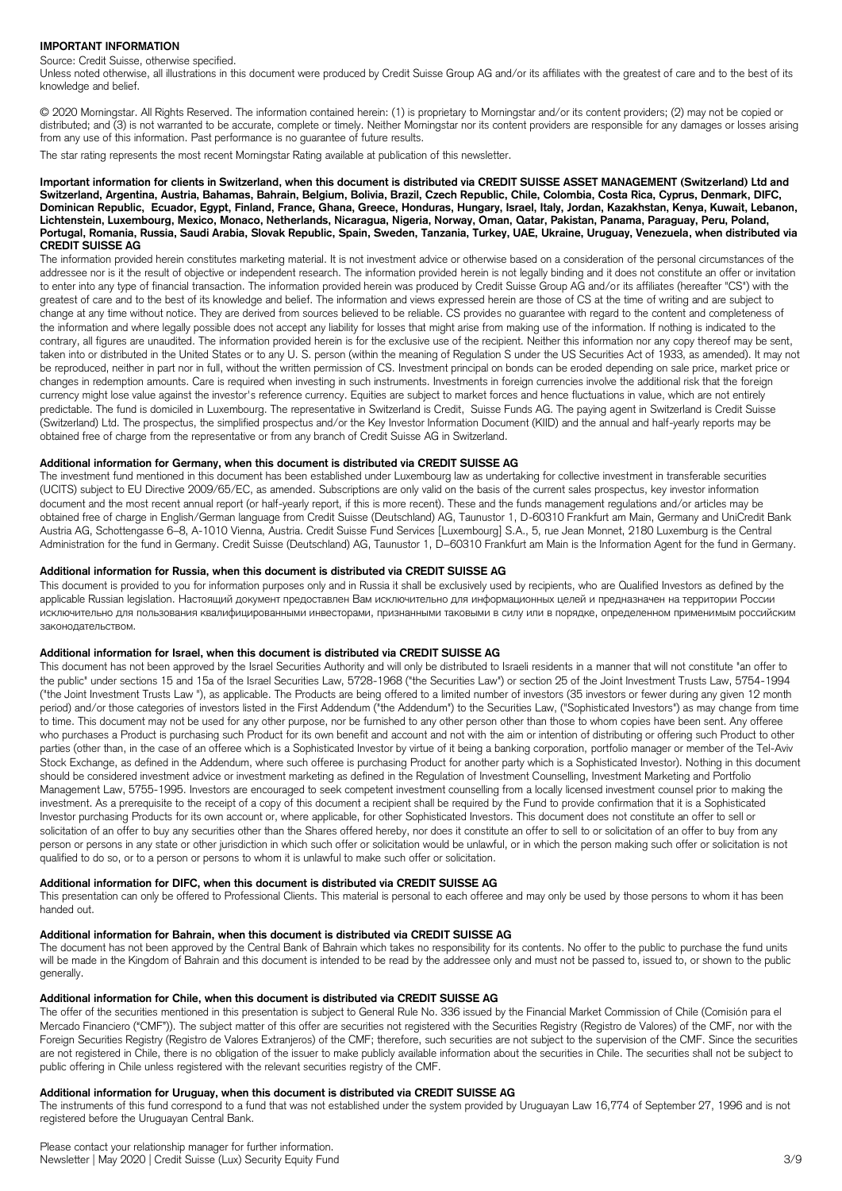## IMPORTANT INFORMATION

Source: Credit Suisse, otherwise specified.

Unless noted otherwise, all illustrations in this document were produced by Credit Suisse Group AG and/or its affiliates with the greatest of care and to the best of its knowledge and belief.

© 2020 Morningstar. All Rights Reserved. The information contained herein: (1) is proprietary to Morningstar and/or its content providers; (2) may not be copied or distributed; and (3) is not warranted to be accurate, complete or timely. Neither Morningstar nor its content providers are responsible for any damages or losses arising from any use of this information. Past performance is no guarantee of future results.

The star rating represents the most recent Morningstar Rating available at publication of this newsletter.

**Important information for clients in Switzerland, when this document is distributed via CREDIT SUISSE ASSET MANAGEMENT (Switzerland) Ltd and Switzerland, Argentina, Austria, Bahamas, Bahrain, Belgium, Bolivia, Brazil, Czech Republic, Chile, Colombia, Costa Rica, Cyprus, Denmark, DIFC, Dominican Republic, Ecuador, Egypt, Finland, France, Ghana, Greece, Honduras, Hungary, Israel, Italy, Jordan, Kazakhstan, Kenya, Kuwait, Lebanon, Lichtenstein, Luxembourg, Mexico, Monaco, Netherlands, Nicaragua, Nigeria, Norway, Oman, Qatar, Pakistan, Panama, Paraguay, Peru, Poland, Portugal, Romania, Russia, Saudi Arabia, Slovak Republic, Spain, Sweden, Tanzania, Turkey, UAE, Ukraine, Uruguay, Venezuela, when distributed via CREDIT SUISSE AG**

The information provided herein constitutes marketing material. It is not investment advice or otherwise based on a consideration of the personal circumstances of the addressee nor is it the result of objective or independent research. The information provided herein is not legally binding and it does not constitute an offer or invitation to enter into any type of financial transaction. The information provided herein was produced by Credit Suisse Group AG and/or its affiliates (hereafter "CS") with the greatest of care and to the best of its knowledge and belief. The information and views expressed herein are those of CS at the time of writing and are subject to change at any time without notice. They are derived from sources believed to be reliable. CS provides no guarantee with regard to the content and completeness of the information and where legally possible does not accept any liability for losses that might arise from making use of the information. If nothing is indicated to the contrary, all figures are unaudited. The information provided herein is for the exclusive use of the recipient. Neither this information nor any copy thereof may be sent, taken into or distributed in the United States or to any U. S. person (within the meaning of Regulation S under the US Securities Act of 1933, as amended). It may not be reproduced, neither in part nor in full, without the written permission of CS. Investment principal on bonds can be eroded depending on sale price, market price or changes in redemption amounts. Care is required when investing in such instruments. Investments in foreign currencies involve the additional risk that the foreign currency might lose value against the investor's reference currency. Equities are subject to market forces and hence fluctuations in value, which are not entirely predictable. The fund is domiciled in Luxembourg. The representative in Switzerland is Credit, Suisse Funds AG. The paying agent in Switzerland is Credit Suisse (Switzerland) Ltd. The prospectus, the simplified prospectus and/or the Key Investor Information Document (KIID) and the annual and half-yearly reports may be obtained free of charge from the representative or from any branch of Credit Suisse AG in Switzerland.

**Additional information for Germany, when this document is distributed via CREDIT SUISSE AG**

The investment fund mentioned in this document has been established under Luxembourg law as undertaking for collective investment in transferable securities (UCITS) subject to EU Directive 2009/65/EC, as amended. Subscriptions are only valid on the basis of the current sales prospectus, key investor information document and the most recent annual report (or half-yearly report, if this is more recent). These and the funds management regulations and/or articles may be obtained free of charge in English/German language from Credit Suisse (Deutschland) AG, Taunustor 1, D-60310 Frankfurt am Main, Germany and UniCredit Bank Austria AG, Schottengasse 6–8, A-1010 Vienna, Austria. Credit Suisse Fund Services [Luxembourg] S.A., 5, rue Jean Monnet, 2180 Luxemburg is the Central Administration for the fund in Germany. Credit Suisse (Deutschland) AG, Taunustor 1, D–60310 Frankfurt am Main is the Information Agent for the fund in Germany.

**Additional information for Russia, when this document is distributed via CREDIT SUISSE AG**

This document is provided to you for information purposes only and in Russia it shall be exclusively used by recipients, who are Qualified Investors as defined by the applicable Russian legislation. Настоящий документ предоставлен Вам исключительно для информационных целей и предназначен на территории России исключительно для пользования квалифицированными инвесторами, признанными таковыми в силу или в порядке, определенном применимым российским законодательством.

**Additional information for Israel, when this document is distributed via CREDIT SUISSE AG**

This document has not been approved by the Israel Securities Authority and will only be distributed to Israeli residents in a manner that will not constitute "an offer to the public" under sections 15 and 15a of the Israel Securities Law, 5728-1968 ("the Securities Law") or section 25 of the Joint Investment Trusts Law, 5754-1994 ("the Joint Investment Trusts Law "), as applicable. The Products are being offered to a limited number of investors (35 investors or fewer during any given 12 month period) and/or those categories of investors listed in the First Addendum ("the Addendum") to the Securities Law, ("Sophisticated Investors") as may change from time to time. This document may not be used for any other purpose, nor be furnished to any other person other than those to whom copies have been sent. Any offeree who purchases a Product is purchasing such Product for its own benefit and account and not with the aim or intention of distributing or offering such Product to other parties (other than, in the case of an offeree which is a Sophisticated Investor by virtue of it being a banking corporation, portfolio manager or member of the Tel-Aviv Stock Exchange, as defined in the Addendum, where such offeree is purchasing Product for another party which is a Sophisticated Investor). Nothing in this document should be considered investment advice or investment marketing as defined in the Regulation of Investment Counselling, Investment Marketing and Portfolio Management Law, 5755-1995. Investors are encouraged to seek competent investment counselling from a locally licensed investment counsel prior to making the investment. As a prerequisite to the receipt of a copy of this document a recipient shall be required by the Fund to provide confirmation that it is a Sophisticated Investor purchasing Products for its own account or, where applicable, for other Sophisticated Investors. This document does not constitute an offer to sell or solicitation of an offer to buy any securities other than the Shares offered hereby, nor does it constitute an offer to sell to or solicitation of an offer to buy from any person or persons in any state or other jurisdiction in which such offer or solicitation would be unlawful, or in which the person making such offer or solicitation is not qualified to do so, or to a person or persons to whom it is unlawful to make such offer or solicitation.

**Additional information for DIFC, when this document is distributed via CREDIT SUISSE AG**

This presentation can only be offered to Professional Clients. This material is personal to each offeree and may only be used by those persons to whom it has been handed out.

**Additional information for Bahrain, when this document is distributed via CREDIT SUISSE AG**

The document has not been approved by the Central Bank of Bahrain which takes no responsibility for its contents. No offer to the public to purchase the fund units will be made in the Kingdom of Bahrain and this document is intended to be read by the addressee only and must not be passed to, issued to, or shown to the public generally.

**Additional information for Chile, when this document is distributed via CREDIT SUISSE AG**

The offer of the securities mentioned in this presentation is subject to General Rule No. 336 issued by the Financial Market Commission of Chile (Comisión para el Mercado Financiero ("CMF")). The subject matter of this offer are securities not registered with the Securities Registry (Registro de Valores) of the CMF, nor with the Foreign Securities Registry (Registro de Valores Extranjeros) of the CMF; therefore, such securities are not subject to the supervision of the CMF. Since the securities are not registered in Chile, there is no obligation of the issuer to make publicly available information about the securities in Chile. The securities shall not be subject to public offering in Chile unless registered with the relevant securities registry of the CMF.

**Additional information for Uruguay, when this document is distributed via CREDIT SUISSE AG**

The instruments of this fund correspond to a fund that was not established under the system provided by Uruguayan Law 16,774 of September 27, 1996 and is not registered before the Uruguayan Central Bank.

Please contact your relationship manager for further information.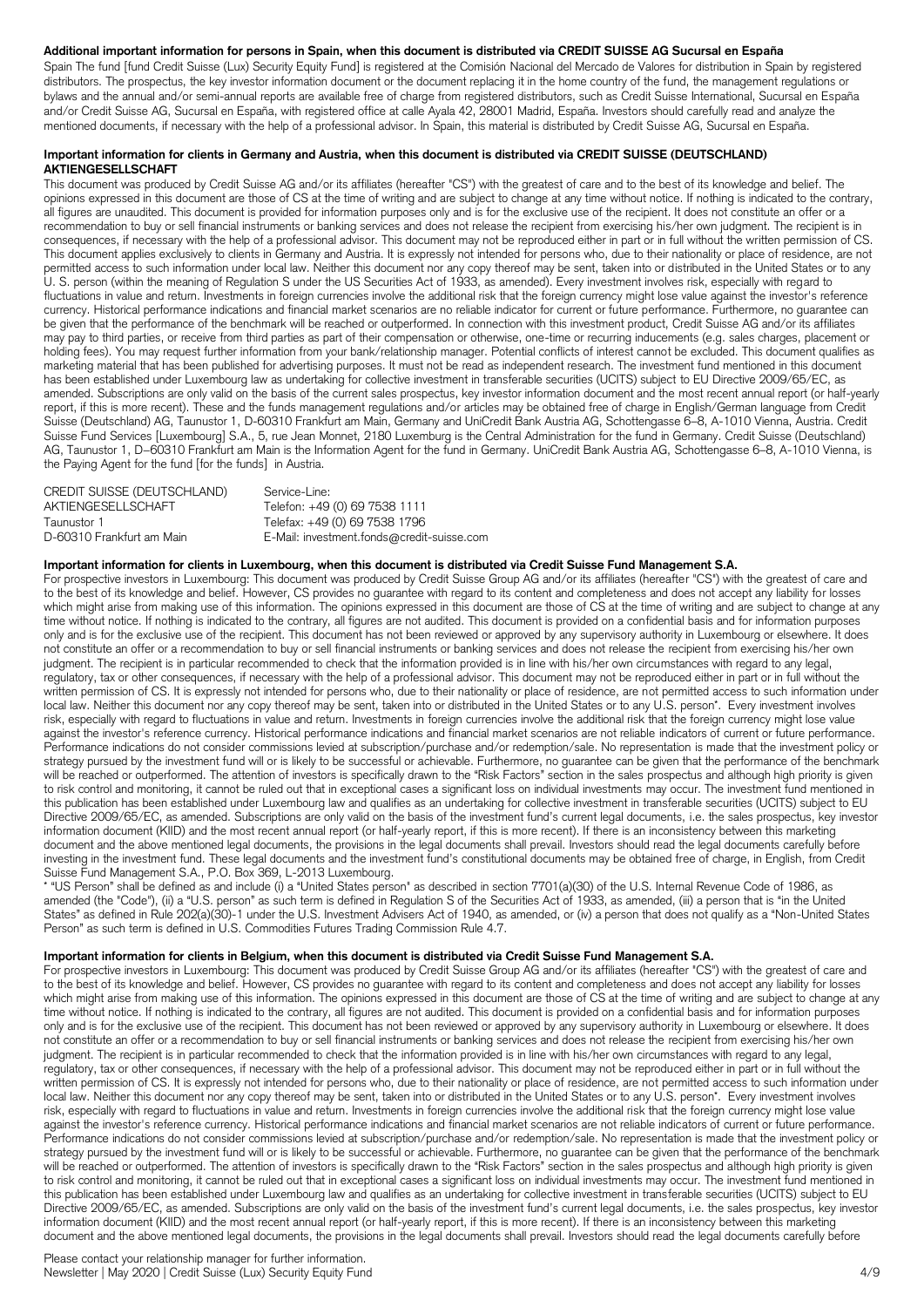**Additional important information for persons in Spain, when this document is distributed via CREDIT SUISSE AG Sucursal en España**

Spain The fund [fund Credit Suisse (Lux) Security Equity Fund] is registered at the Comisión Nacional del Mercado de Valores for distribution in Spain by registered distributors. The prospectus, the key investor information document or the document replacing it in the home country of the fund, the management regulations or bylaws and the annual and/or semi-annual reports are available free of charge from registered distributors, such as Credit Suisse International, Sucursal en España and/or Credit Suisse AG, Sucursal en España, with registered office at calle Ayala 42, 28001 Madrid, España. Investors should carefully read and analyze the mentioned documents, if necessary with the help of a professional advisor. In Spain, this material is distributed by Credit Suisse AG, Sucursal en España.

**Important information for clients in Germany and Austria, when this document is distributed via CREDIT SUISSE (DEUTSCHLAND) AKTIENGESELLSCHAFT**

This document was produced by Credit Suisse AG and/or its affiliates (hereafter "CS") with the greatest of care and to the best of its knowledge and belief. The opinions expressed in this document are those of CS at the time of writing and are subject to change at any time without notice. If nothing is indicated to the contrary, all figures are unaudited. This document is provided for information purposes only and is for the exclusive use of the recipient. It does not constitute an offer or a recommendation to buy or sell financial instruments or banking services and does not release the recipient from exercising his/her own judgment. The recipient is in consequences, if necessary with the help of a professional advisor. This document may not be reproduced either in part or in full without the written permission of CS. This document applies exclusively to clients in Germany and Austria. It is expressly not intended for persons who, due to their nationality or place of residence, are not permitted access to such information under local law. Neither this document nor any copy thereof may be sent, taken into or distributed in the United States or to any U. S. person (within the meaning of Regulation S under the US Securities Act of 1933, as amended). Every investment involves risk, especially with regard to fluctuations in value and return. Investments in foreign currencies involve the additional risk that the foreign currency might lose value against the investor's reference currency. Historical performance indications and financial market scenarios are no reliable indicator for current or future performance. Furthermore, no guarantee can be given that the performance of the benchmark will be reached or outperformed. In connection with this investment product, Credit Suisse AG and/or its affiliates may pay to third parties, or receive from third parties as part of their compensation or otherwise, one-time or recurring inducements (e.g. sales charges, placement or holding fees). You may request further information from your bank/relationship manager. Potential conflicts of interest cannot be excluded. This document qualifies as marketing material that has been published for advertising purposes. It must not be read as independent research. The investment fund mentioned in this document has been established under Luxembourg law as undertaking for collective investment in transferable securities (UCITS) subject to EU Directive 2009/65/EC, as amended. Subscriptions are only valid on the basis of the current sales prospectus, key investor information document and the most recent annual report (or half-yearly report, if this is more recent). These and the funds management regulations and/or articles may be obtained free of charge in English/German language from Credit Suisse (Deutschland) AG, Taunustor 1, D-60310 Frankfurt am Main, Germany and UniCredit Bank Austria AG, Schottengasse 6–8, A-1010 Vienna, Austria. Credit Suisse Fund Services [Luxembourg] S.A., 5, rue Jean Monnet, 2180 Luxemburg is the Central Administration for the fund in Germany. Credit Suisse (Deutschland) AG, Taunustor 1, D–60310 Frankfurt am Main is the Information Agent for the fund in Germany. UniCredit Bank Austria AG, Schottengasse 6–8, A-1010 Vienna, is the Paying Agent for the fund [for the funds] in Austria.

CREDIT SUISSE (DEUTSCHLAND) AKTIENGESELLSCHAFT
Taunustor 1
D-60310 Frankfurt am Main

Service-Line:
Telefon: +49 (0) 69 7538 1111
Telefax: +49 (0) 69 7538 1796
E-Mail: investment.fonds@credit-suisse.com

**Important information for clients in Luxembourg, when this document is distributed via Credit Suisse Fund Management S.A.**

For prospective investors in Luxembourg: This document was produced by Credit Suisse Group AG and/or its affiliates (hereafter "CS") with the greatest of care and to the best of its knowledge and belief. However, CS provides no guarantee with regard to its content and completeness and does not accept any liability for losses which might arise from making use of this information. The opinions expressed in this document are those of CS at the time of writing and are subject to change at any time without notice. If nothing is indicated to the contrary, all figures are not audited. This document is provided on a confidential basis and for information purposes only and is for the exclusive use of the recipient. This document has not been reviewed or approved by any supervisory authority in Luxembourg or elsewhere. It does not constitute an offer or a recommendation to buy or sell financial instruments or banking services and does not release the recipient from exercising his/her own judgment. The recipient is in particular recommended to check that the information provided is in line with his/her own circumstances with regard to any legal, regulatory, tax or other consequences, if necessary with the help of a professional advisor. This document may not be reproduced either in part or in full without the written permission of CS. It is expressly not intended for persons who, due to their nationality or place of residence, are not permitted access to such information under local law. Neither this document nor any copy thereof may be sent, taken into or distributed in the United States or to any U.S. person*. Every investment involves risk, especially with regard to fluctuations in value and return. Investments in foreign currencies involve the additional risk that the foreign currency might lose value against the investor's reference currency. Historical performance indications and financial market scenarios are not reliable indicators of current or future performance. Performance indications do not consider commissions levied at subscription/purchase and/or redemption/sale. No representation is made that the investment policy or strategy pursued by the investment fund will or is likely to be successful or achievable. Furthermore, no guarantee can be given that the performance of the benchmark will be reached or outperformed. The attention of investors is specifically drawn to the "Risk Factors" section in the sales prospectus and although high priority is given to risk control and monitoring, it cannot be ruled out that in exceptional cases a significant loss on individual investments may occur. The investment fund mentioned in this publication has been established under Luxembourg law and qualifies as an undertaking for collective investment in transferable securities (UCITS) subject to EU Directive 2009/65/EC, as amended. Subscriptions are only valid on the basis of the investment fund's current legal documents, i.e. the sales prospectus, key investor information document (KIID) and the most recent annual report (or half-yearly report, if this is more recent). If there is an inconsistency between this marketing document and the above mentioned legal documents, the provisions in the legal documents shall prevail. Investors should read the legal documents carefully before investing in the investment fund. These legal documents and the investment fund's constitutional documents may be obtained free of charge, in English, from Credit Suisse Fund Management S.A., P.O. Box 369, L-2013 Luxembourg.

* "US Person" shall be defined as and include (i) a "United States person" as described in section 7701(a)(30) of the U.S. Internal Revenue Code of 1986, as amended (the "Code"), (ii) a "U.S. person" as such term is defined in Regulation S of the Securities Act of 1933, as amended, (iii) a person that is "in the United States" as defined in Rule 202(a)(30)-1 under the U.S. Investment Advisers Act of 1940, as amended, or (iv) a person that does not qualify as a "Non-United States Person" as such term is defined in U.S. Commodities Futures Trading Commission Rule 4.7.

**Important information for clients in Belgium, when this document is distributed via Credit Suisse Fund Management S.A.**

For prospective investors in Luxembourg: This document was produced by Credit Suisse Group AG and/or its affiliates (hereafter "CS") with the greatest of care and to the best of its knowledge and belief. However, CS provides no guarantee with regard to its content and completeness and does not accept any liability for losses which might arise from making use of this information. The opinions expressed in this document are those of CS at the time of writing and are subject to change at any time without notice. If nothing is indicated to the contrary, all figures are not audited. This document is provided on a confidential basis and for information purposes only and is for the exclusive use of the recipient. This document has not been reviewed or approved by any supervisory authority in Luxembourg or elsewhere. It does not constitute an offer or a recommendation to buy or sell financial instruments or banking services and does not release the recipient from exercising his/her own judgment. The recipient is in particular recommended to check that the information provided is in line with his/her own circumstances with regard to any legal, regulatory, tax or other consequences, if necessary with the help of a professional advisor. This document may not be reproduced either in part or in full without the written permission of CS. It is expressly not intended for persons who, due to their nationality or place of residence, are not permitted access to such information under local law. Neither this document nor any copy thereof may be sent, taken into or distributed in the United States or to any U.S. person*. Every investment involves risk, especially with regard to fluctuations in value and return. Investments in foreign currencies involve the additional risk that the foreign currency might lose value against the investor's reference currency. Historical performance indications and financial market scenarios are not reliable indicators of current or future performance. Performance indications do not consider commissions levied at subscription/purchase and/or redemption/sale. No representation is made that the investment policy or strategy pursued by the investment fund will or is likely to be successful or achievable. Furthermore, no guarantee can be given that the performance of the benchmark will be reached or outperformed. The attention of investors is specifically drawn to the "Risk Factors" section in the sales prospectus and although high priority is given to risk control and monitoring, it cannot be ruled out that in exceptional cases a significant loss on individual investments may occur. The investment fund mentioned in this publication has been established under Luxembourg law and qualifies as an undertaking for collective investment in transferable securities (UCITS) subject to EU Directive 2009/65/EC, as amended. Subscriptions are only valid on the basis of the investment fund's current legal documents, i.e. the sales prospectus, key investor information document (KIID) and the most recent annual report (or half-yearly report, if this is more recent). If there is an inconsistency between this marketing document and the above mentioned legal documents, the provisions in the legal documents shall prevail. Investors should read the legal documents carefully before

Please contact your relationship manager for further information.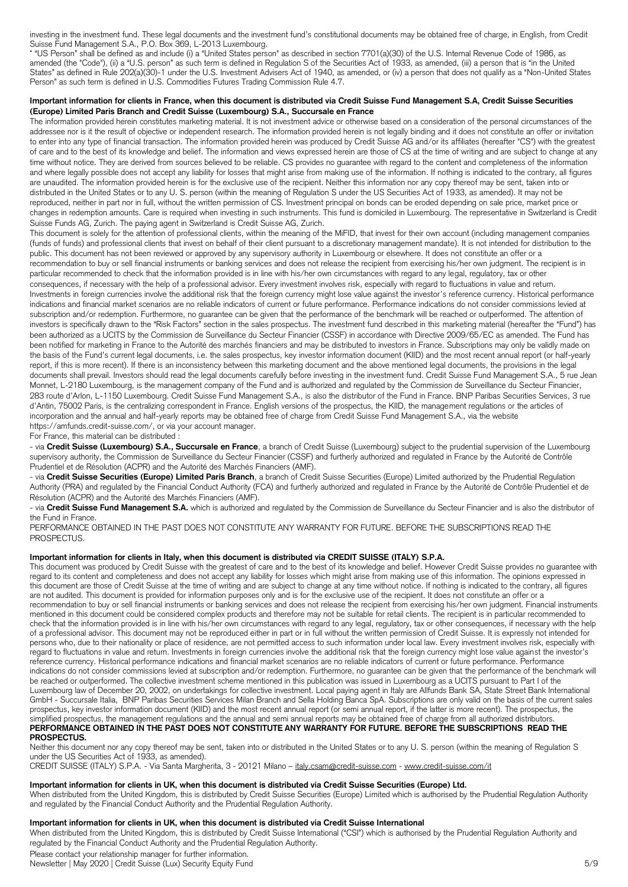investing in the investment fund. These legal documents and the investment fund's constitutional documents may be obtained free of charge, in English, from Credit Suisse Fund Management S.A., P.O. Box 369, L-2013 Luxembourg.

* "US Person" shall be defined as and include (i) a "United States person" as described in section 7701(a)(30) of the U.S. Internal Revenue Code of 1986, as amended (the "Code"), (ii) a "U.S. person" as such term is defined in Regulation S of the Securities Act of 1933, as amended, (iii) a person that is "in the United States" as defined in Rule 202(a)(30)-1 under the U.S. Investment Advisers Act of 1940, as amended, or (iv) a person that does not qualify as a "Non-United States Person" as such term is defined in U.S. Commodities Futures Trading Commission Rule 4.7.

**Important information for clients in France, when this document is distributed via Credit Suisse Fund Management S.A, Credit Suisse Securities (Europe) Limited Paris Branch and Credit Suisse (Luxembourg) S.A., Succursale en France**

The information provided herein constitutes marketing material. It is not investment advice or otherwise based on a consideration of the personal circumstances of the addressee nor is it the result of objective or independent research. The information provided herein is not legally binding and it does not constitute an offer or invitation to enter into any type of financial transaction. The information provided herein was produced by Credit Suisse AG and/or its affiliates (hereafter "CS") with the greatest of care and to the best of its knowledge and belief. The information and views expressed herein are those of CS at the time of writing and are subject to change at any time without notice. They are derived from sources believed to be reliable. CS provides no guarantee with regard to the content and completeness of the information and where legally possible does not accept any liability for losses that might arise from making use of the information. If nothing is indicated to the contrary, all figures are unaudited. The information provided herein is for the exclusive use of the recipient. Neither this information nor any copy thereof may be sent, taken into or distributed in the United States or to any U. S. person (within the meaning of Regulation S under the US Securities Act of 1933, as amended). It may not be reproduced, neither in part nor in full, without the written permission of CS. Investment principal on bonds can be eroded depending on sale price, market price or changes in redemption amounts. Care is required when investing in such instruments. This fund is domiciled in Luxembourg. The representative in Switzerland is Credit Suisse Funds AG, Zurich. The paying agent in Switzerland is Credit Suisse AG, Zurich.

This document is solely for the attention of professional clients, within the meaning of the MiFID, that invest for their own account (including management companies (funds of funds) and professional clients that invest on behalf of their client pursuant to a discretionary management mandate). It is not intended for distribution to the public. This document has not been reviewed or approved by any supervisory authority in Luxembourg or elsewhere. It does not constitute an offer or a recommendation to buy or sell financial instruments or banking services and does not release the recipient from exercising his/her own judgment. The recipient is in particular recommended to check that the information provided is in line with his/her own circumstances with regard to any legal, regulatory, tax or other consequences, if necessary with the help of a professional advisor. Every investment involves risk, especially with regard to fluctuations in value and return. Investments in foreign currencies involve the additional risk that the foreign currency might lose value against the investor's reference currency. Historical performance indications and financial market scenarios are no reliable indicators of current or future performance. Performance indications do not consider commissions levied at subscription and/or redemption. Furthermore, no guarantee can be given that the performance of the benchmark will be reached or outperformed. The attention of investors is specifically drawn to the "Risk Factors" section in the sales prospectus. The investment fund described in this marketing material (hereafter the "Fund") has been authorized as a UCITS by the Commission de Surveillance du Secteur Financier (CSSF) in accordance with Directive 2009/65/EC as amended. The Fund has been notified for marketing in France to the Autorité des marchés financiers and may be distributed to investors in France. Subscriptions may only be validly made on the basis of the Fund's current legal documents, i.e. the sales prospectus, key investor information document (KIID) and the most recent annual report (or half-yearly report, if this is more recent). If there is an inconsistency between this marketing document and the above mentioned legal documents, the provisions in the legal documents shall prevail. Investors should read the legal documents carefully before investing in the investment fund. Credit Suisse Fund Management S.A., 5 rue Jean Monnet, L-2180 Luxembourg, is the management company of the Fund and is authorized and regulated by the Commission de Surveillance du Secteur Financier, 283 route d'Arlon, L-1150 Luxembourg. Credit Suisse Fund Management S.A., is also the distributor of the Fund in France. BNP Paribas Securities Services, 3 rue d'Antin, 75002 Paris, is the centralizing correspondent in France. English versions of the prospectus, the KIID, the management regulations or the articles of incorporation and the annual and half-yearly reports may be obtained free of charge from Credit Suisse Fund Management S.A., via the website https://amfunds.credit-suisse.com/, or via your account manager.

For France, this material can be distributed :

- via **Credit Suisse (Luxembourg) S.A., Succursale en France**, a branch of Credit Suisse (Luxembourg) subject to the prudential supervision of the Luxembourg supervisory authority, the Commission de Surveillance du Secteur Financier (CSSF) and furtherly authorized and regulated in France by the Autorité de Contrôle Prudentiel et de Résolution (ACPR) and the Autorité des Marchés Financiers (AMF).
- via **Credit Suisse Securities (Europe) Limited Paris Branch**, a branch of Credit Suisse Securities (Europe) Limited authorized by the Prudential Regulation Authority (PRA) and regulated by the Financial Conduct Authority (FCA) and furtherly authorized and regulated in France by the Autorité de Contrôle Prudentiel et de Résolution (ACPR) and the Autorité des Marchés Financiers (AMF).
- via **Credit Suisse Fund Management S.A.** which is authorized and regulated by the Commission de Surveillance du Secteur Financier and is also the distributor of the Fund in France.

PERFORMANCE OBTAINED IN THE PAST DOES NOT CONSTITUTE ANY WARRANTY FOR FUTURE. BEFORE THE SUBSCRIPTIONS READ THE PROSPECTUS.

**Important information for clients in Italy, when this document is distributed via CREDIT SUISSE (ITALY) S.P.A.**

This document was produced by Credit Suisse with the greatest of care and to the best of its knowledge and belief. However Credit Suisse provides no guarantee with regard to its content and completeness and does not accept any liability for losses which might arise from making use of this information. The opinions expressed in this document are those of Credit Suisse at the time of writing and are subject to change at any time without notice. If nothing is indicated to the contrary, all figures are not audited. This document is provided for information purposes only and is for the exclusive use of the recipient. It does not constitute an offer or a recommendation to buy or sell financial instruments or banking services and does not release the recipient from exercising his/her own judgment. Financial instruments mentioned in this document could be considered complex products and therefore may not be suitable for retail clients. The recipient is in particular recommended to check that the information provided is in line with his/her own circumstances with regard to any legal, regulatory, tax or other consequences, if necessary with the help of a professional advisor. This document may not be reproduced either in part or in full without the written permission of Credit Suisse. It is expressly not intended for persons who, due to their nationality or place of residence, are not permitted access to such information under local law. Every investment involves risk, especially with regard to fluctuations in value and return. Investments in foreign currencies involve the additional risk that the foreign currency might lose value against the investor's reference currency. Historical performance indications and financial market scenarios are no reliable indicators of current or future performance. Performance indications do not consider commissions levied at subscription and/or redemption. Furthermore, no guarantee can be given that the performance of the benchmark will be reached or outperformed. The collective investment scheme mentioned in this publication was issued in Luxembourg as a UCITS pursuant to Part I of the Luxembourg law of December 20, 2002, on undertakings for collective investment. Local paying agent in Italy are Allfunds Bank SA, State Street Bank International GmbH - Succursale Italia, BNP Paribas Securities Services Milan Branch and Sella Holding Banca SpA. Subscriptions are only valid on the basis of the current sales prospectus, key investor information document (KIID) and the most recent annual report (or semi annual report, if the latter is more recent). The prospectus, the simplified prospectus, the management regulations and the annual and semi annual reports may be obtained free of charge from all authorized distributors.

**PERFORMANCE OBTAINED IN THE PAST DOES NOT CONSTITUTE ANY WARRANTY FOR FUTURE. BEFORE THE SUBSCRIPTIONS READ THE PROSPECTUS.**

Neither this document nor any copy thereof may be sent, taken into or distributed in the United States or to any U. S. person (within the meaning of Regulation S under the US Securities Act of 1933, as amended).

CREDIT SUISSE (ITALY) S.P.A. - Via Santa Margherita, 3 - 20121 Milano – italy.csam@credit-suisse.com - www.credit-suisse.com/it

**Important information for clients in UK, when this document is distributed via Credit Suisse Securities (Europe) Ltd.**

When distributed from the United Kingdom, this is distributed by Credit Suisse Securities (Europe) Limited which is authorised by the Prudential Regulation Authority and regulated by the Financial Conduct Authority and the Prudential Regulation Authority.

**Important information for clients in UK, when this document is distributed via Credit Suisse International**

When distributed from the United Kingdom, this is distributed by Credit Suisse International ("CSI") which is authorised by the Prudential Regulation Authority and regulated by the Financial Conduct Authority and the Prudential Regulation Authority.

Please contact your relationship manager for further information.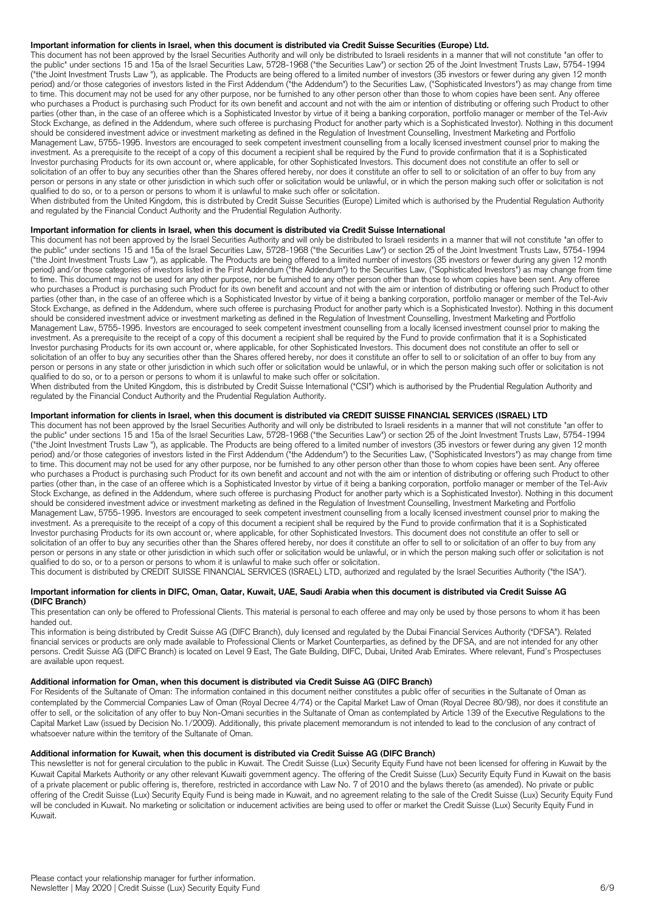**Important information for clients in Israel, when this document is distributed via Credit Suisse Securities (Europe) Ltd.**

This document has not been approved by the Israel Securities Authority and will only be distributed to Israeli residents in a manner that will not constitute "an offer to the public" under sections 15 and 15a of the Israel Securities Law, 5728-1968 ("the Securities Law") or section 25 of the Joint Investment Trusts Law, 5754-1994 ("the Joint Investment Trusts Law "), as applicable. The Products are being offered to a limited number of investors (35 investors or fewer during any given 12 month period) and/or those categories of investors listed in the First Addendum ("the Addendum") to the Securities Law, ("Sophisticated Investors") as may change from time to time. This document may not be used for any other purpose, nor be furnished to any other person other than those to whom copies have been sent. Any offeree who purchases a Product is purchasing such Product for its own benefit and account and not with the aim or intention of distributing or offering such Product to other parties (other than, in the case of an offeree which is a Sophisticated Investor by virtue of it being a banking corporation, portfolio manager or member of the Tel-Aviv Stock Exchange, as defined in the Addendum, where such offeree is purchasing Product for another party which is a Sophisticated Investor). Nothing in this document should be considered investment advice or investment marketing as defined in the Regulation of Investment Counselling, Investment Marketing and Portfolio Management Law, 5755-1995. Investors are encouraged to seek competent investment counselling from a locally licensed investment counsel prior to making the investment. As a prerequisite to the receipt of a copy of this document a recipient shall be required by the Fund to provide confirmation that it is a Sophisticated Investor purchasing Products for its own account or, where applicable, for other Sophisticated Investors. This document does not constitute an offer to sell or solicitation of an offer to buy any securities other than the Shares offered hereby, nor does it constitute an offer to sell to or solicitation of an offer to buy from any person or persons in any state or other jurisdiction in which such offer or solicitation would be unlawful, or in which the person making such offer or solicitation is not qualified to do so, or to a person or persons to whom it is unlawful to make such offer or solicitation.

When distributed from the United Kingdom, this is distributed by Credit Suisse Securities (Europe) Limited which is authorised by the Prudential Regulation Authority and regulated by the Financial Conduct Authority and the Prudential Regulation Authority.

**Important information for clients in Israel, when this document is distributed via Credit Suisse International**

This document has not been approved by the Israel Securities Authority and will only be distributed to Israeli residents in a manner that will not constitute "an offer to the public" under sections 15 and 15a of the Israel Securities Law, 5728-1968 ("the Securities Law") or section 25 of the Joint Investment Trusts Law, 5754-1994 ("the Joint Investment Trusts Law "), as applicable. The Products are being offered to a limited number of investors (35 investors or fewer during any given 12 month period) and/or those categories of investors listed in the First Addendum ("the Addendum") to the Securities Law, ("Sophisticated Investors") as may change from time to time. This document may not be used for any other purpose, nor be furnished to any other person other than those to whom copies have been sent. Any offeree who purchases a Product is purchasing such Product for its own benefit and account and not with the aim or intention of distributing or offering such Product to other parties (other than, in the case of an offeree which is a Sophisticated Investor by virtue of it being a banking corporation, portfolio manager or member of the Tel-Aviv Stock Exchange, as defined in the Addendum, where such offeree is purchasing Product for another party which is a Sophisticated Investor). Nothing in this document should be considered investment advice or investment marketing as defined in the Regulation of Investment Counselling, Investment Marketing and Portfolio Management Law, 5755-1995. Investors are encouraged to seek competent investment counselling from a locally licensed investment counsel prior to making the investment. As a prerequisite to the receipt of a copy of this document a recipient shall be required by the Fund to provide confirmation that it is a Sophisticated Investor purchasing Products for its own account or, where applicable, for other Sophisticated Investors. This document does not constitute an offer to sell or solicitation of an offer to buy any securities other than the Shares offered hereby, nor does it constitute an offer to sell to or solicitation of an offer to buy from any person or persons in any state or other jurisdiction in which such offer or solicitation would be unlawful, or in which the person making such offer or solicitation is not qualified to do so, or to a person or persons to whom it is unlawful to make such offer or solicitation.

When distributed from the United Kingdom, this is distributed by Credit Suisse International ("CSI") which is authorised by the Prudential Regulation Authority and regulated by the Financial Conduct Authority and the Prudential Regulation Authority.

**Important information for clients in Israel, when this document is distributed via CREDIT SUISSE FINANCIAL SERVICES (ISRAEL) LTD**

This document has not been approved by the Israel Securities Authority and will only be distributed to Israeli residents in a manner that will not constitute "an offer to the public" under sections 15 and 15a of the Israel Securities Law, 5728-1968 ("the Securities Law") or section 25 of the Joint Investment Trusts Law, 5754-1994 ("the Joint Investment Trusts Law "), as applicable. The Products are being offered to a limited number of investors (35 investors or fewer during any given 12 month period) and/or those categories of investors listed in the First Addendum ("the Addendum") to the Securities Law, ("Sophisticated Investors") as may change from time to time. This document may not be used for any other purpose, nor be furnished to any other person other than those to whom copies have been sent. Any offeree who purchases a Product is purchasing such Product for its own benefit and account and not with the aim or intention of distributing or offering such Product to other parties (other than, in the case of an offeree which is a Sophisticated Investor by virtue of it being a banking corporation, portfolio manager or member of the Tel-Aviv Stock Exchange, as defined in the Addendum, where such offeree is purchasing Product for another party which is a Sophisticated Investor). Nothing in this document should be considered investment advice or investment marketing as defined in the Regulation of Investment Counselling, Investment Marketing and Portfolio Management Law, 5755-1995. Investors are encouraged to seek competent investment counselling from a locally licensed investment counsel prior to making the investment. As a prerequisite to the receipt of a copy of this document a recipient shall be required by the Fund to provide confirmation that it is a Sophisticated Investor purchasing Products for its own account or, where applicable, for other Sophisticated Investors. This document does not constitute an offer to sell or solicitation of an offer to buy any securities other than the Shares offered hereby, nor does it constitute an offer to sell to or solicitation of an offer to buy from any person or persons in any state or other jurisdiction in which such offer or solicitation would be unlawful, or in which the person making such offer or solicitation is not qualified to do so, or to a person or persons to whom it is unlawful to make such offer or solicitation.

This document is distributed by CREDIT SUISSE FINANCIAL SERVICES (ISRAEL) LTD, authorized and regulated by the Israel Securities Authority ("the ISA").

**Important information for clients in DIFC, Oman, Qatar, Kuwait, UAE, Saudi Arabia when this document is distributed via Credit Suisse AG (DIFC Branch)**

This presentation can only be offered to Professional Clients. This material is personal to each offeree and may only be used by those persons to whom it has been handed out.

This information is being distributed by Credit Suisse AG (DIFC Branch), duly licensed and regulated by the Dubai Financial Services Authority ("DFSA"). Related financial services or products are only made available to Professional Clients or Market Counterparties, as defined by the DFSA, and are not intended for any other persons. Credit Suisse AG (DIFC Branch) is located on Level 9 East, The Gate Building, DIFC, Dubai, United Arab Emirates. Where relevant, Fund's Prospectuses are available upon request.

**Additional information for Oman, when this document is distributed via Credit Suisse AG (DIFC Branch)**

For Residents of the Sultanate of Oman: The information contained in this document neither constitutes a public offer of securities in the Sultanate of Oman as contemplated by the Commercial Companies Law of Oman (Royal Decree 4/74) or the Capital Market Law of Oman (Royal Decree 80/98), nor does it constitute an offer to sell, or the solicitation of any offer to buy Non-Omani securities in the Sultanate of Oman as contemplated by Article 139 of the Executive Regulations to the Capital Market Law (issued by Decision No.1/2009). Additionally, this private placement memorandum is not intended to lead to the conclusion of any contract of whatsoever nature within the territory of the Sultanate of Oman.

**Additional information for Kuwait, when this document is distributed via Credit Suisse AG (DIFC Branch)**

This newsletter is not for general circulation to the public in Kuwait. The Credit Suisse (Lux) Security Equity Fund have not been licensed for offering in Kuwait by the Kuwait Capital Markets Authority or any other relevant Kuwaiti government agency. The offering of the Credit Suisse (Lux) Security Equity Fund in Kuwait on the basis of a private placement or public offering is, therefore, restricted in accordance with Law No. 7 of 2010 and the bylaws thereto (as amended). No private or public offering of the Credit Suisse (Lux) Security Equity Fund is being made in Kuwait, and no agreement relating to the sale of the Credit Suisse (Lux) Security Equity Fund will be concluded in Kuwait. No marketing or solicitation or inducement activities are being used to offer or market the Credit Suisse (Lux) Security Equity Fund in Kuwait.

Please contact your relationship manager for further information.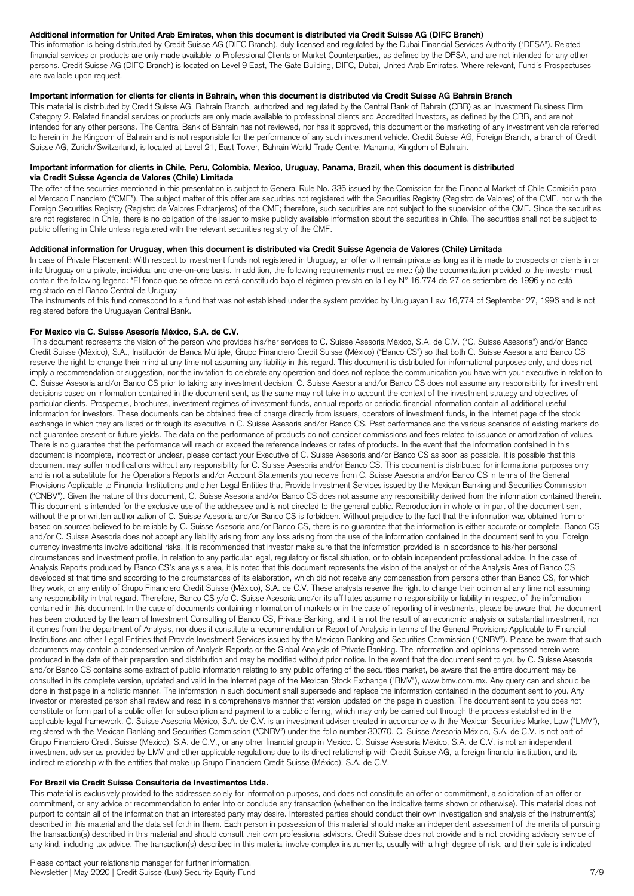**Additional information for United Arab Emirates, when this document is distributed via Credit Suisse AG (DIFC Branch)**

This information is being distributed by Credit Suisse AG (DIFC Branch), duly licensed and regulated by the Dubai Financial Services Authority ("DFSA"). Related financial services or products are only made available to Professional Clients or Market Counterparties, as defined by the DFSA, and are not intended for any other persons. Credit Suisse AG (DIFC Branch) is located on Level 9 East, The Gate Building, DIFC, Dubai, United Arab Emirates. Where relevant, Fund's Prospectuses are available upon request.

**Important information for clients for clients in Bahrain, when this document is distributed via Credit Suisse AG Bahrain Branch**

This material is distributed by Credit Suisse AG, Bahrain Branch, authorized and regulated by the Central Bank of Bahrain (CBB) as an Investment Business Firm Category 2. Related financial services or products are only made available to professional clients and Accredited Investors, as defined by the CBB, and are not intended for any other persons. The Central Bank of Bahrain has not reviewed, nor has it approved, this document or the marketing of any investment vehicle referred to herein in the Kingdom of Bahrain and is not responsible for the performance of any such investment vehicle. Credit Suisse AG, Foreign Branch, a branch of Credit Suisse AG, Zurich/Switzerland, is located at Level 21, East Tower, Bahrain World Trade Centre, Manama, Kingdom of Bahrain.

**Important information for clients in Chile, Peru, Colombia, Mexico, Uruguay, Panama, Brazil, when this document is distributed via Credit Suisse Agencia de Valores (Chile) Limitada**

The offer of the securities mentioned in this presentation is subject to General Rule No. 336 issued by the Comission for the Financial Market of Chile Comisión para el Mercado Financiero ("CMF"). The subject matter of this offer are securities not registered with the Securities Registry (Registro de Valores) of the CMF, nor with the Foreign Securities Registry (Registro de Valores Extranjeros) of the CMF; therefore, such securities are not subject to the supervision of the CMF. Since the securities are not registered in Chile, there is no obligation of the issuer to make publicly available information about the securities in Chile. The securities shall not be subject to public offering in Chile unless registered with the relevant securities registry of the CMF.

**Additional information for Uruguay, when this document is distributed via Credit Suisse Agencia de Valores (Chile) Limitada**

In case of Private Placement: With respect to investment funds not registered in Uruguay, an offer will remain private as long as it is made to prospects or clients in or into Uruguay on a private, individual and one-on-one basis. In addition, the following requirements must be met: (a) the documentation provided to the investor must contain the following legend: "El fondo que se ofrece no está constituido bajo el régimen previsto en la Ley N° 16.774 de 27 de setiembre de 1996 y no está registrado en el Banco Central de Uruguay

The instruments of this fund correspond to a fund that was not established under the system provided by Uruguayan Law 16,774 of September 27, 1996 and is not registered before the Uruguayan Central Bank.

**For Mexico via C. Suisse Asesoría México, S.A. de C.V.**

This document represents the vision of the person who provides his/her services to C. Suisse Asesoria México, S.A. de C.V. ("C. Suisse Asesoria") and/or Banco Credit Suisse (México), S.A., Institución de Banca Múltiple, Grupo Financiero Credit Suisse (México) ("Banco CS") so that both C. Suisse Asesoria and Banco CS reserve the right to change their mind at any time not assuming any liability in this regard. This document is distributed for informational purposes only, and does not imply a recommendation or suggestion, nor the invitation to celebrate any operation and does not replace the communication you have with your executive in relation to C. Suisse Asesoria and/or Banco CS prior to taking any investment decision. C. Suisse Asesoria and/or Banco CS does not assume any responsibility for investment decisions based on information contained in the document sent, as the same may not take into account the context of the investment strategy and objectives of particular clients. Prospectus, brochures, investment regimes of investment funds, annual reports or periodic financial information contain all additional useful information for investors. These documents can be obtained free of charge directly from issuers, operators of investment funds, in the Internet page of the stock exchange in which they are listed or through its executive in C. Suisse Asesoria and/or Banco CS. Past performance and the various scenarios of existing markets do not guarantee present or future yields. The data on the performance of products do not consider commissions and fees related to issuance or amortization of values. There is no guarantee that the performance will reach or exceed the reference indexes or rates of products. In the event that the information contained in this document is incomplete, incorrect or unclear, please contact your Executive of C. Suisse Asesoria and/or Banco CS as soon as possible. It is possible that this document may suffer modifications without any responsibility for C. Suisse Asesoria and/or Banco CS. This document is distributed for informational purposes only and is not a substitute for the Operations Reports and/or Account Statements you receive from C. Suisse Asesoria and/or Banco CS in terms of the General Provisions Applicable to Financial Institutions and other Legal Entities that Provide Investment Services issued by the Mexican Banking and Securities Commission ("CNBV"). Given the nature of this document, C. Suisse Asesoria and/or Banco CS does not assume any responsibility derived from the information contained therein. This document is intended for the exclusive use of the addressee and is not directed to the general public. Reproduction in whole or in part of the document sent without the prior written authorization of C. Suisse Asesoria and/or Banco CS is forbidden. Without prejudice to the fact that the information was obtained from or based on sources believed to be reliable by C. Suisse Asesoria and/or Banco CS, there is no guarantee that the information is either accurate or complete. Banco CS and/or C. Suisse Asesoria does not accept any liability arising from any loss arising from the use of the information contained in the document sent to you. Foreign currency investments involve additional risks. It is recommended that investor make sure that the information provided is in accordance to his/her personal circumstances and investment profile, in relation to any particular legal, regulatory or fiscal situation, or to obtain independent professional advice. In the case of Analysis Reports produced by Banco CS's analysis area, it is noted that this document represents the vision of the analyst or of the Analysis Area of Banco CS developed at that time and according to the circumstances of its elaboration, which did not receive any compensation from persons other than Banco CS, for which they work, or any entity of Grupo Financiero Credit Suisse (México), S.A. de C.V. These analysts reserve the right to change their opinion at any time not assuming any responsibility in that regard. Therefore, Banco CS y/o C. Suisse Asesoria and/or its affiliates assume no responsibility or liability in respect of the information contained in this document. In the case of documents containing information of markets or in the case of reporting of investments, please be aware that the document has been produced by the team of Investment Consulting of Banco CS, Private Banking, and it is not the result of an economic analysis or substantial investment, nor it comes from the department of Analysis, nor does it constitute a recommendation or Report of Analysis in terms of the General Provisions Applicable to Financial Institutions and other Legal Entities that Provide Investment Services issued by the Mexican Banking and Securities Commission ("CNBV"). Please be aware that such documents may contain a condensed version of Analysis Reports or the Global Analysis of Private Banking. The information and opinions expressed herein were produced in the date of their preparation and distribution and may be modified without prior notice. In the event that the document sent to you by C. Suisse Asesoria and/or Banco CS contains some extract of public information relating to any public offering of the securities market, be aware that the entire document may be consulted in its complete version, updated and valid in the Internet page of the Mexican Stock Exchange ("BMV"), www.bmv.com.mx. Any query can and should be done in that page in a holistic manner. The information in such document shall supersede and replace the information contained in the document sent to you. Any investor or interested person shall review and read in a comprehensive manner that version updated on the page in question. The document sent to you does not constitute or form part of a public offer for subscription and payment to a public offering, which may only be carried out through the process established in the applicable legal framework. C. Suisse Asesoria México, S.A. de C.V. is an investment adviser created in accordance with the Mexican Securities Market Law ("LMV"), registered with the Mexican Banking and Securities Commission ("CNBV") under the folio number 30070. C. Suisse Asesoria México, S.A. de C.V. is not part of Grupo Financiero Credit Suisse (México), S.A. de C.V., or any other financial group in Mexico. C. Suisse Asesoria México, S.A. de C.V. is not an independent investment adviser as provided by LMV and other applicable regulations due to its direct relationship with Credit Suisse AG, a foreign financial institution, and its indirect relationship with the entities that make up Grupo Financiero Credit Suisse (México), S.A. de C.V.

**For Brazil via Credit Suisse Consultoria de Investimentos Ltda.**

This material is exclusively provided to the addressee solely for information purposes, and does not constitute an offer or commitment, a solicitation of an offer or commitment, or any advice or recommendation to enter into or conclude any transaction (whether on the indicative terms shown or otherwise). This material does not purport to contain all of the information that an interested party may desire. Interested parties should conduct their own investigation and analysis of the instrument(s) described in this material and the data set forth in them. Each person in possession of this material should make an independent assessment of the merits of pursuing the transaction(s) described in this material and should consult their own professional advisors. Credit Suisse does not provide and is not providing advisory service of any kind, including tax advice. The transaction(s) described in this material involve complex instruments, usually with a high degree of risk, and their sale is indicated

Please contact your relationship manager for further information.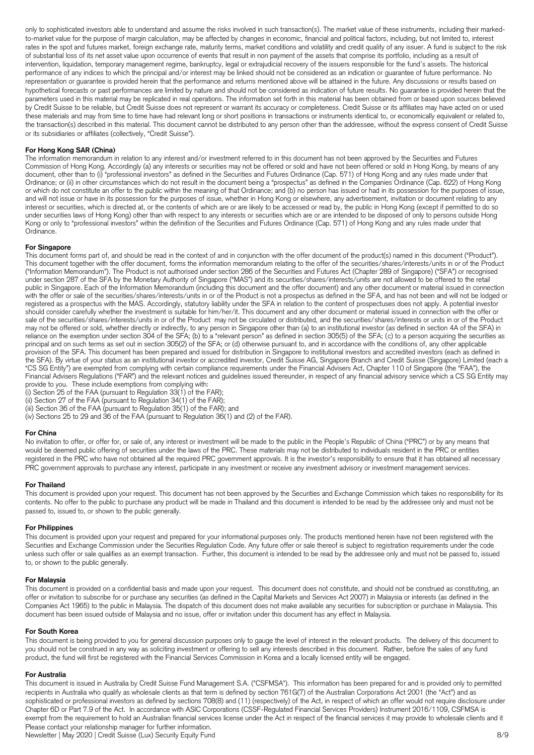only to sophisticated investors able to understand and assume the risks involved in such transaction(s). The market value of these instruments, including their marked-to-market value for the purpose of margin calculation, may be affected by changes in economic, financial and political factors, including, but not limited to, interest rates in the spot and futures market, foreign exchange rate, maturity terms, market conditions and volatility and credit quality of any issuer. A fund is subject to the risk of substantial loss of its net asset value upon occurrence of events that result in non payment of the assets that comprise its portfolio, including as a result of intervention, liquidation, temporary management regime, bankruptcy, legal or extrajudicial recovery of the issuers responsible for the fund's assets. The historical performance of any indices to which the principal and/or interest may be linked should not be considered as an indication or guarantee of future performance. No representation or guarantee is provided herein that the performance and returns mentioned above will be attained in the future. Any discussions or results based on hypothetical forecasts or past performances are limited by nature and should not be considered as indication of future results. No guarantee is provided herein that the parameters used in this material may be replicated in real operations. The information set forth in this material has been obtained from or based upon sources believed by Credit Suisse to be reliable, but Credit Suisse does not represent or warrant its accuracy or completeness. Credit Suisse or its affiliates may have acted on or used these materials and may from time to time have had relevant long or short positions in transactions or instruments identical to, or economically equivalent or related to, the transaction(s) described in this material. This document cannot be distributed to any person other than the addressee, without the express consent of Credit Suisse or its subsidiaries or affiliates (collectively, "Credit Suisse").

**For Hong Kong SAR (China)**

The information memorandum in relation to any interest and/or investment referred to in this document has not been approved by the Securities and Futures Commission of Hong Kong. Accordingly (a) any interests or securities may not be offered or sold and have not been offered or sold in Hong Kong, by means of any document, other than to (i) "professional investors" as defined in the Securities and Futures Ordinance (Cap. 571) of Hong Kong and any rules made under that Ordinance; or (ii) in other circumstances which do not result in the document being a "prospectus" as defined in the Companies Ordinance (Cap. 622) of Hong Kong or which do not constitute an offer to the public within the meaning of that Ordinance; and (b) no person has issued or had in its possession for the purposes of issue, and will not issue or have in its possession for the purposes of issue, whether in Hong Kong or elsewhere, any advertisement, invitation or document relating to any interest or securities, which is directed at, or the contents of which are or are likely to be accessed or read by, the public in Hong Kong (except if permitted to do so under securities laws of Hong Kong) other than with respect to any interests or securities which are or are intended to be disposed of only to persons outside Hong Kong or only to "professional investors" within the definition of the Securities and Futures Ordinance (Cap. 571) of Hong Kong and any rules made under that Ordinance.

**For Singapore**

This document forms part of, and should be read in the context of and in conjunction with the offer document of the product(s) named in this document ("Product"). This document together with the offer document, forms the information memorandum relating to the offer of the securities/shares/interests/units in or of the Product ("Information Memorandum"). The Product is not authorised under section 286 of the Securities and Futures Act (Chapter 289 of Singapore) ("SFA") or recognised under section 287 of the SFA by the Monetary Authority of Singapore ("MAS") and its securities/shares/interests/units are not allowed to be offered to the retail public in Singapore. Each of the Information Memorandum (including this document and the offer document) and any other document or material issued in connection with the offer or sale of the securities/shares/interests/units in or of the Product is not a prospectus as defined in the SFA, and has not been and will not be lodged or registered as a prospectus with the MAS. Accordingly, statutory liability under the SFA in relation to the content of prospectuses does not apply. A potential investor should consider carefully whether the investment is suitable for him/her/it. This document and any other document or material issued in connection with the offer or sale of the securities/shares/interests/units in or of the Product may not be circulated or distributed, and the securities/shares/interests or units in or of the Product may not be offered or sold, whether directly or indirectly, to any person in Singapore other than (a) to an institutional investor (as defined in section 4A of the SFA) in reliance on the exemption under section 304 of the SFA; (b) to a "relevant person" as defined in section 305(5) of the SFA; (c) to a person acquiring the securities as principal and on such terms as set out in section 305(2) of the SFA; or (d) otherwise pursuant to, and in accordance with the conditions of, any other applicable provision of the SFA. This document has been prepared and issued for distribution in Singapore to institutional investors and accredited investors (each as defined in the SFA). By virtue of your status as an institutional investor or accredited investor, Credit Suisse AG, Singapore Branch and Credit Suisse (Singapore) Limited (each a "CS SG Entity") are exempted from complying with certain compliance requirements under the Financial Advisers Act, Chapter 110 of Singapore (the "FAA"), the Financial Advisers Regulations ("FAR") and the relevant notices and guidelines issued thereunder, in respect of any financial advisory service which a CS SG Entity may provide to you. These include exemptions from complying with:

(i) Section 25 of the FAA (pursuant to Regulation 33(1) of the FAR);
(ii) Section 27 of the FAA (pursuant to Regulation 34(1) of the FAR);
(iii) Section 36 of the FAA (pursuant to Regulation 35(1) of the FAR); and
(iv) Sections 25 to 29 and 36 of the FAA (pursuant to Regulation 36(1) and (2) of the FAR).

**For China**

No invitation to offer, or offer for, or sale of, any interest or investment will be made to the public in the People's Republic of China ("PRC") or by any means that would be deemed public offering of securities under the laws of the PRC. These materials may not be distributed to individuals resident in the PRC or entities registered in the PRC who have not obtained all the required PRC government approvals. It is the investor's responsibility to ensure that it has obtained all necessary PRC government approvals to purchase any interest, participate in any investment or receive any investment advisory or investment management services.

**For Thailand**

This document is provided upon your request. This document has not been approved by the Securities and Exchange Commission which takes no responsibility for its contents. No offer to the public to purchase any product will be made in Thailand and this document is intended to be read by the addressee only and must not be passed to, issued to, or shown to the public generally.

**For Philippines**

This document is provided upon your request and prepared for your informational purposes only. The products mentioned herein have not been registered with the Securities and Exchange Commission under the Securities Regulation Code. Any future offer or sale thereof is subject to registration requirements under the code unless such offer or sale qualifies as an exempt transaction. Further, this document is intended to be read by the addressee only and must not be passed to, issued to, or shown to the public generally.

**For Malaysia**

This document is provided on a confidential basis and made upon your request. This document does not constitute, and should not be construed as constituting, an offer or invitation to subscribe for or purchase any securities (as defined in the Capital Markets and Services Act 2007) in Malaysia or interests (as defined in the Companies Act 1965) to the public in Malaysia. The dispatch of this document does not make available any securities for subscription or purchase in Malaysia. This document has been issued outside of Malaysia and no issue, offer or invitation under this document has any effect in Malaysia.

**For South Korea**

This document is being provided to you for general discussion purposes only to gauge the level of interest in the relevant products. The delivery of this document to you should not be construed in any way as soliciting investment or offering to sell any interests described in this document. Rather, before the sales of any fund product, the fund will first be registered with the Financial Services Commission in Korea and a locally licensed entity will be engaged.

**For Australia**

This document is issued in Australia by Credit Suisse Fund Management S.A. ("CSFMSA"). This information has been prepared for and is provided only to permitted recipients in Australia who qualify as wholesale clients as that term is defined by section 761G(7) of the Australian Corporations Act 2001 (the "Act") and as sophisticated or professional investors as defined by sections 708(8) and (11) (respectively) of the Act, in respect of which an offer would not require disclosure under Chapter 6D or Part 7.9 of the Act. In accordance with ASIC Corporations (CSSF-Regulated Financial Services Providers) Instrument 2016/1109, CSFMSA is exempt from the requirement to hold an Australian financial services license under the Act in respect of the financial services it may provide to wholesale clients and it

Please contact your relationship manager for further information.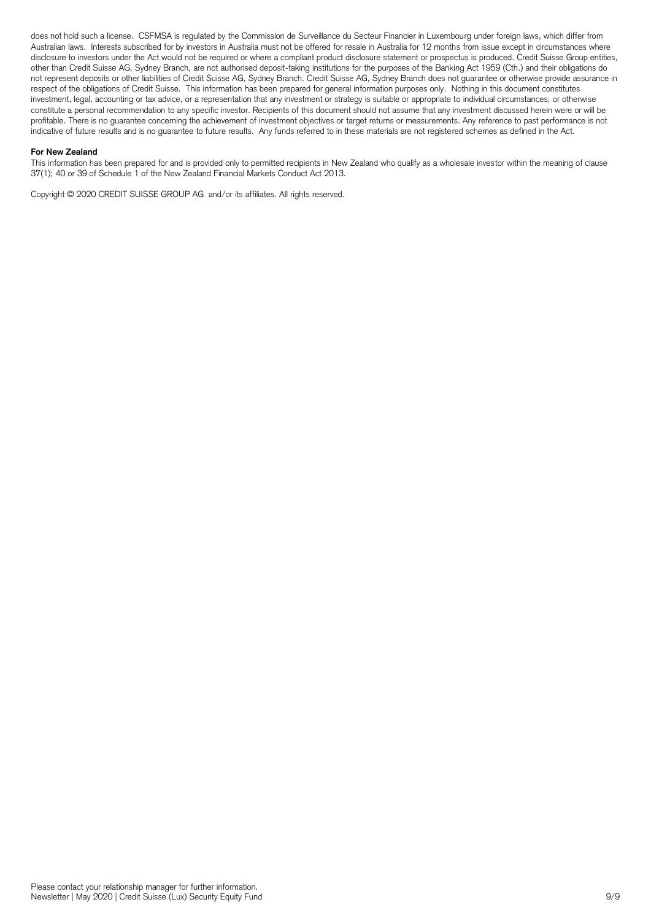does not hold such a license. CSFMSA is regulated by the Commission de Surveillance du Secteur Financier in Luxembourg under foreign laws, which differ from Australian laws. Interests subscribed for by investors in Australia must not be offered for resale in Australia for 12 months from issue except in circumstances where disclosure to investors under the Act would not be required or where a compliant product disclosure statement or prospectus is produced. Credit Suisse Group entities, other than Credit Suisse AG, Sydney Branch, are not authorised deposit-taking institutions for the purposes of the Banking Act 1959 (Cth.) and their obligations do not represent deposits or other liabilities of Credit Suisse AG, Sydney Branch. Credit Suisse AG, Sydney Branch does not guarantee or otherwise provide assurance in respect of the obligations of Credit Suisse. This information has been prepared for general information purposes only. Nothing in this document constitutes investment, legal, accounting or tax advice, or a representation that any investment or strategy is suitable or appropriate to individual circumstances, or otherwise constitute a personal recommendation to any specific investor. Recipients of this document should not assume that any investment discussed herein were or will be profitable. There is no guarantee concerning the achievement of investment objectives or target returns or measurements. Any reference to past performance is not indicative of future results and is no guarantee to future results. Any funds referred to in these materials are not registered schemes as defined in the Act.

**For New Zealand**

This information has been prepared for and is provided only to permitted recipients in New Zealand who qualify as a wholesale investor within the meaning of clause 37(1); 40 or 39 of Schedule 1 of the New Zealand Financial Markets Conduct Act 2013.

Copyright © 2020 CREDIT SUISSE GROUP AG and/or its affiliates. All rights reserved.

Please contact your relationship manager for further information.